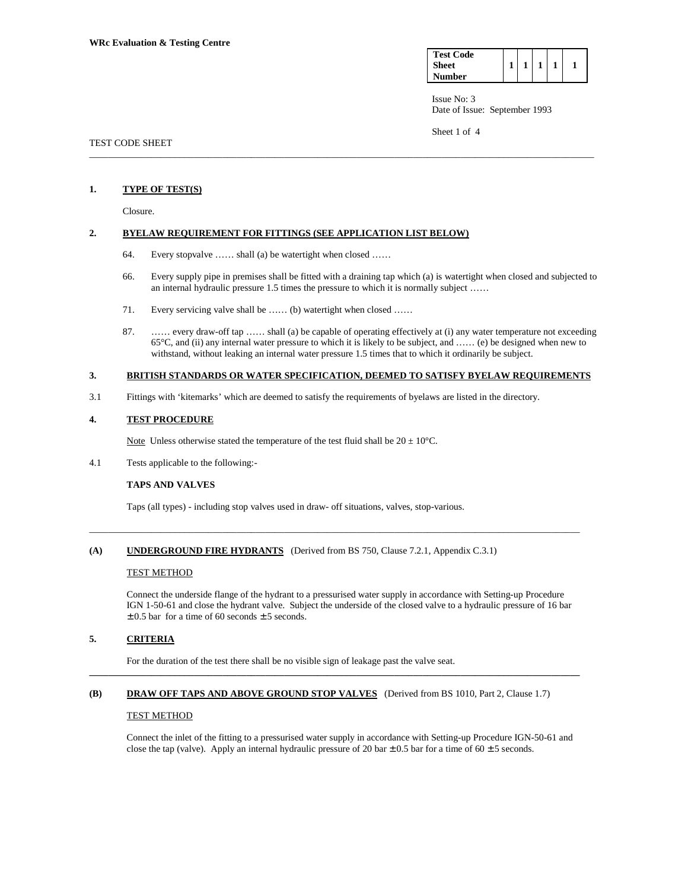WRc Evaluation & Testing Centre

| Test Code Sheet Number | 1 | 1 | 1 | 1 | 1 |
|---|---|---|---|---|---|

Issue No: 3
Date of Issue: September 1993

TEST CODE SHEET

---

## 1. TYPE OF TEST(S)

Closure.

## 2. BYELAW REQUIREMENT FOR FITTINGS (SEE APPLICATION LIST BELOW)

64. Every stopvalve …… shall (a) be watertight when closed ……

66. Every supply pipe in premises shall be fitted with a draining tap which (a) is watertight when closed and subjected to an internal hydraulic pressure 1.5 times the pressure to which it is normally subject ……

71. Every servicing valve shall be …… (b) watertight when closed ……

87. …… every draw-off tap …… shall (a) be capable of operating effectively at (i) any water temperature not exceeding 65°C, and (ii) any internal water pressure to which it is likely to be subject, and …… (e) be designed when new to withstand, without leaking an internal water pressure 1.5 times that to which it ordinarily be subject.

## 3. BRITISH STANDARDS OR WATER SPECIFICATION, DEEMED TO SATISFY BYELAW REQUIREMENTS

3.1 Fittings with 'kitemarks' which are deemed to satisfy the requirements of byelaws are listed in the directory.

## 4. TEST PROCEDURE

Note Unless otherwise stated the temperature of the test fluid shall be $20 \pm 10$°C.

4.1 Tests applicable to the following:-

**TAPS AND VALVES**

Taps (all types) - including stop valves used in draw- off situations, valves, stop-various.

---

## (A) UNDERGROUND FIRE HYDRANTS (Derived from BS 750, Clause 7.2.1, Appendix C.3.1)

TEST METHOD

Connect the underside flange of the hydrant to a pressurised water supply in accordance with Setting-up Procedure IGN 1-50-61 and close the hydrant valve. Subject the underside of the closed valve to a hydraulic pressure of 16 bar $\pm$ 0.5 bar for a time of 60 seconds $\pm$ 5 seconds.

## 5. CRITERIA

For the duration of the test there shall be no visible sign of leakage past the valve seat.

---

## (B) DRAW OFF TAPS AND ABOVE GROUND STOP VALVES (Derived from BS 1010, Part 2, Clause 1.7)

TEST METHOD

Connect the inlet of the fitting to a pressurised water supply in accordance with Setting-up Procedure IGN-50-61 and close the tap (valve). Apply an internal hydraulic pressure of 20 bar $\pm$ 0.5 bar for a time of 60 $\pm$ 5 seconds.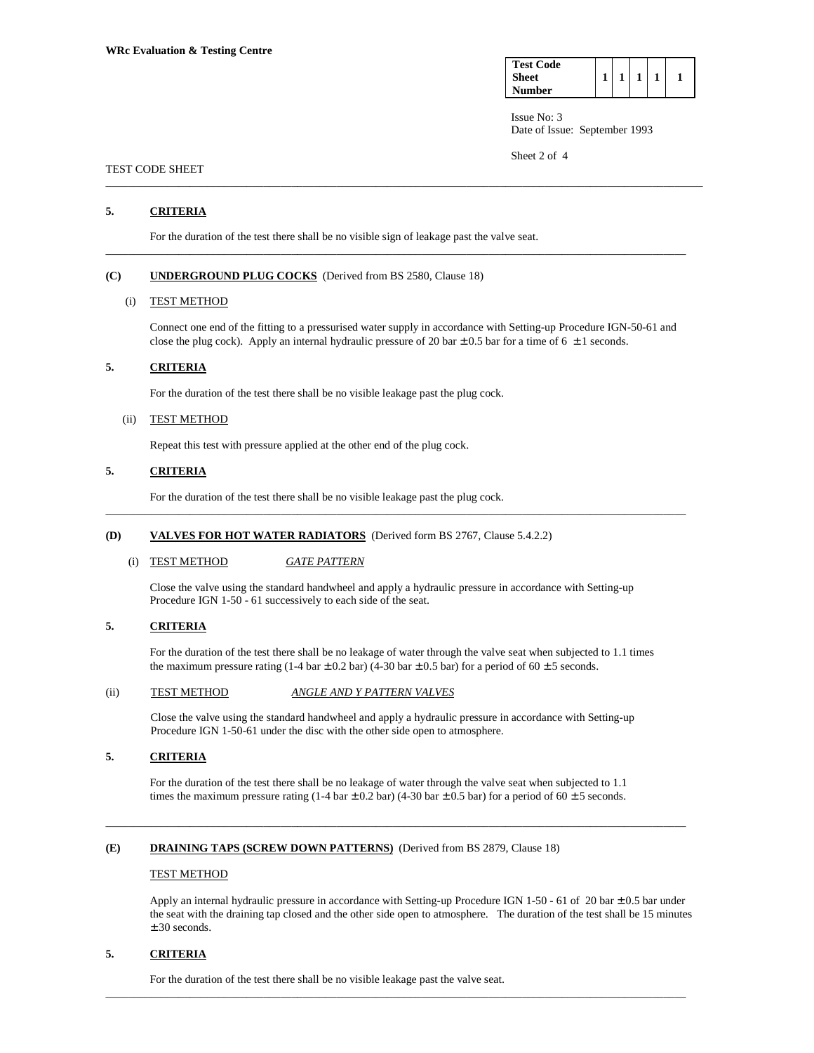**5. CRITERIA**

For the duration of the test there shall be no visible sign of leakage past the valve seat.

---

**(C) UNDERGROUND PLUG COCKS** (Derived from BS 2580, Clause 18)

(i) TEST METHOD

Connect one end of the fitting to a pressurised water supply in accordance with Setting-up Procedure IGN-50-61 and close the plug cock). Apply an internal hydraulic pressure of 20 bar ± 0.5 bar for a time of 6 ± 1 seconds.

**5. CRITERIA**

For the duration of the test there shall be no visible leakage past the plug cock.

(ii) TEST METHOD

Repeat this test with pressure applied at the other end of the plug cock.

**5. CRITERIA**

For the duration of the test there shall be no visible leakage past the plug cock.

---

**(D) VALVES FOR HOT WATER RADIATORS** (Derived form BS 2767, Clause 5.4.2.2)

(i) TEST METHOD *GATE PATTERN*

Close the valve using the standard handwheel and apply a hydraulic pressure in accordance with Setting-up Procedure IGN 1-50 - 61 successively to each side of the seat.

**5. CRITERIA**

For the duration of the test there shall be no leakage of water through the valve seat when subjected to 1.1 times the maximum pressure rating (1-4 bar ± 0.2 bar) (4-30 bar ± 0.5 bar) for a period of 60 ± 5 seconds.

(ii) TEST METHOD *ANGLE AND Y PATTERN VALVES*

Close the valve using the standard handwheel and apply a hydraulic pressure in accordance with Setting-up Procedure IGN 1-50-61 under the disc with the other side open to atmosphere.

**5. CRITERIA**

For the duration of the test there shall be no leakage of water through the valve seat when subjected to 1.1 times the maximum pressure rating (1-4 bar ± 0.2 bar) (4-30 bar ± 0.5 bar) for a period of 60 ± 5 seconds.

---

**(E) DRAINING TAPS (SCREW DOWN PATTERNS)** (Derived from BS 2879, Clause 18)

TEST METHOD

Apply an internal hydraulic pressure in accordance with Setting-up Procedure IGN 1-50 - 61 of 20 bar ± 0.5 bar under the seat with the draining tap closed and the other side open to atmosphere. The duration of the test shall be 15 minutes ± 30 seconds.

**5. CRITERIA**

For the duration of the test there shall be no visible leakage past the valve seat.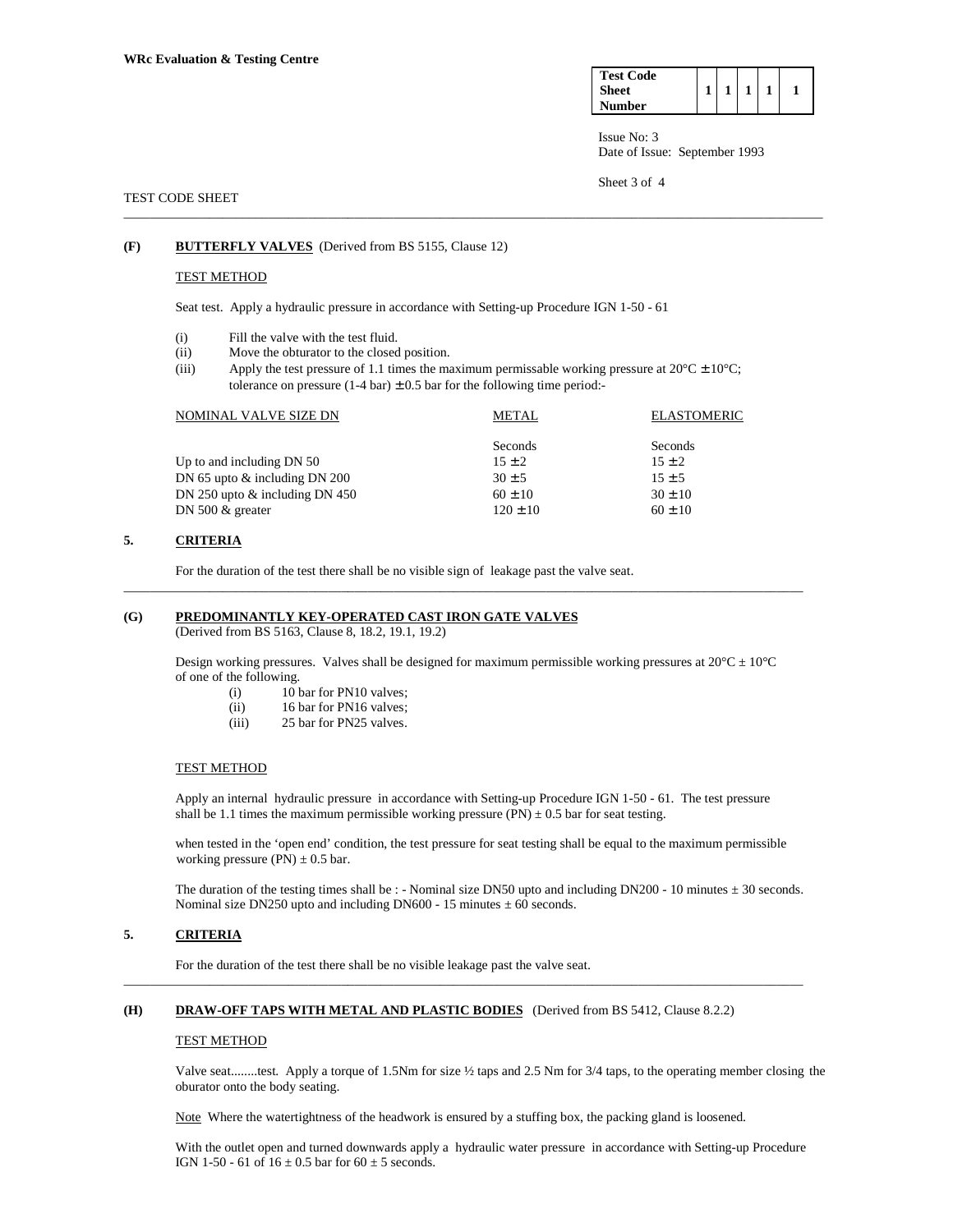**WRc Evaluation & Testing Centre**

| Test Code Sheet Number | 1 | 1 | 1 | 1 | 1 |
|---|---|---|---|---|---|

Issue No: 3
Date of Issue: September 1993

TEST CODE SHEET

---

**(F)** **BUTTERFLY VALVES** (Derived from BS 5155, Clause 12)

TEST METHOD

Seat test. Apply a hydraulic pressure in accordance with Setting-up Procedure IGN 1-50 - 61

(i) Fill the valve with the test fluid.
(ii) Move the obturator to the closed position.
(iii) Apply the test pressure of 1.1 times the maximum permissable working pressure at 20°C ± 10°C; tolerance on pressure (1-4 bar) ± 0.5 bar for the following time period:-

| NOMINAL VALVE SIZE DN | METAL | ELASTOMERIC |
|---|---|---|
| | Seconds | Seconds |
| Up to and including DN 50 | 15 ± 2 | 15 ± 2 |
| DN 65 upto & including DN 200 | 30 ± 5 | 15 ± 5 |
| DN 250 upto & including DN 450 | 60 ± 10 | 30 ± 10 |
| DN 500 & greater | 120 ± 10 | 60 ± 10 |

**5. CRITERIA**

For the duration of the test there shall be no visible sign of leakage past the valve seat.

---

**(G)** **PREDOMINANTLY KEY-OPERATED CAST IRON GATE VALVES**
(Derived from BS 5163, Clause 8, 18.2, 19.1, 19.2)

Design working pressures. Valves shall be designed for maximum permissible working pressures at 20°C ± 10°C of one of the following.

(i) 10 bar for PN10 valves;
(ii) 16 bar for PN16 valves;
(iii) 25 bar for PN25 valves.

TEST METHOD

Apply an internal hydraulic pressure in accordance with Setting-up Procedure IGN 1-50 - 61. The test pressure shall be 1.1 times the maximum permissible working pressure (PN) ± 0.5 bar for seat testing.

when tested in the 'open end' condition, the test pressure for seat testing shall be equal to the maximum permissible working pressure (PN) ± 0.5 bar.

The duration of the testing times shall be : - Nominal size DN50 upto and including DN200 - 10 minutes ± 30 seconds. Nominal size DN250 upto and including DN600 - 15 minutes ± 60 seconds.

**5. CRITERIA**

For the duration of the test there shall be no visible leakage past the valve seat.

---

**(H)** **DRAW-OFF TAPS WITH METAL AND PLASTIC BODIES** (Derived from BS 5412, Clause 8.2.2)

TEST METHOD

Valve seat........test. Apply a torque of 1.5Nm for size ½ taps and 2.5 Nm for 3/4 taps, to the operating member closing the oburator onto the body seating.

Note Where the watertightness of the headwork is ensured by a stuffing box, the packing gland is loosened.

With the outlet open and turned downwards apply a hydraulic water pressure in accordance with Setting-up Procedure IGN 1-50 - 61 of 16 ± 0.5 bar for 60 ± 5 seconds.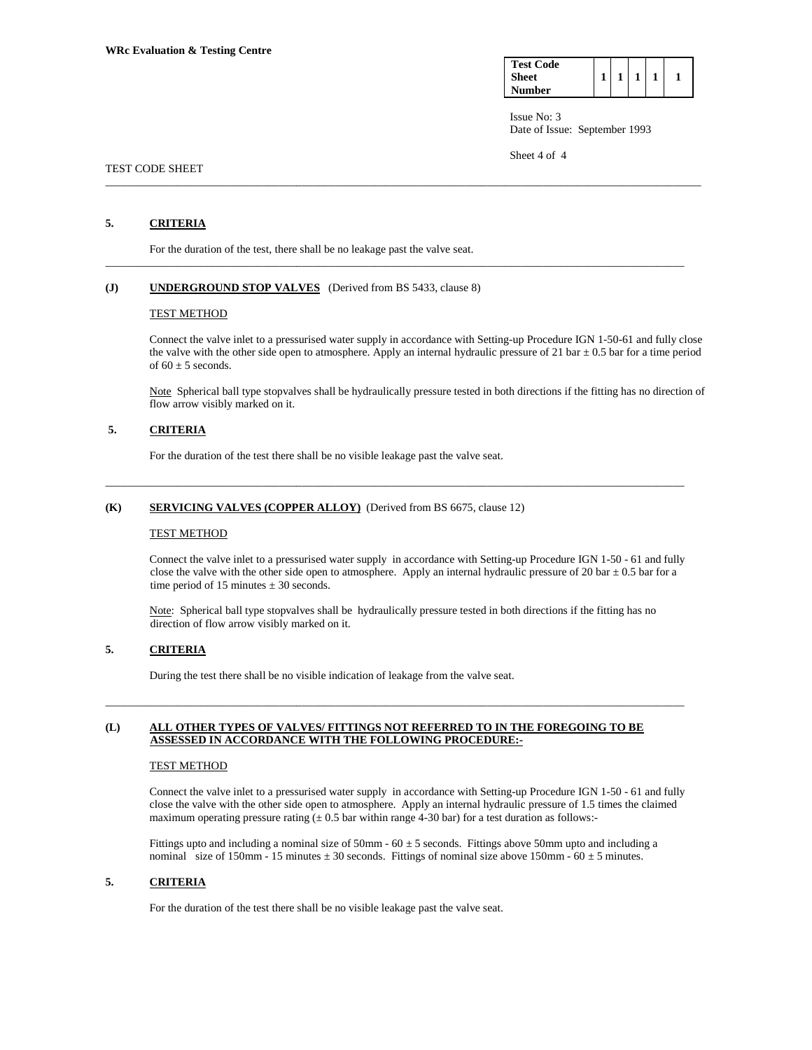### 5. CRITERIA

For the duration of the test, there shall be no leakage past the valve seat.

---

### (J) UNDERGROUND STOP VALVES (Derived from BS 5433, clause 8)

TEST METHOD

Connect the valve inlet to a pressurised water supply in accordance with Setting-up Procedure IGN 1-50-61 and fully close the valve with the other side open to atmosphere. Apply an internal hydraulic pressure of 21 bar ± 0.5 bar for a time period of 60 ± 5 seconds.

Note Spherical ball type stopvalves shall be hydraulically pressure tested in both directions if the fitting has no direction of flow arrow visibly marked on it.

### 5. CRITERIA

For the duration of the test there shall be no visible leakage past the valve seat.

---

### (K) SERVICING VALVES (COPPER ALLOY) (Derived from BS 6675, clause 12)

TEST METHOD

Connect the valve inlet to a pressurised water supply in accordance with Setting-up Procedure IGN 1-50 - 61 and fully close the valve with the other side open to atmosphere. Apply an internal hydraulic pressure of 20 bar ± 0.5 bar for a time period of 15 minutes ± 30 seconds.

Note: Spherical ball type stopvalves shall be hydraulically pressure tested in both directions if the fitting has no direction of flow arrow visibly marked on it.

### 5. CRITERIA

During the test there shall be no visible indication of leakage from the valve seat.

---

### (L) ALL OTHER TYPES OF VALVES/ FITTINGS NOT REFERRED TO IN THE FOREGOING TO BE ASSESSED IN ACCORDANCE WITH THE FOLLOWING PROCEDURE:-

TEST METHOD

Connect the valve inlet to a pressurised water supply in accordance with Setting-up Procedure IGN 1-50 - 61 and fully close the valve with the other side open to atmosphere. Apply an internal hydraulic pressure of 1.5 times the claimed maximum operating pressure rating (± 0.5 bar within range 4-30 bar) for a test duration as follows:-

Fittings upto and including a nominal size of 50mm - 60 ± 5 seconds. Fittings above 50mm upto and including a nominal size of 150mm - 15 minutes ± 30 seconds. Fittings of nominal size above 150mm - 60 ± 5 minutes.

### 5. CRITERIA

For the duration of the test there shall be no visible leakage past the valve seat.